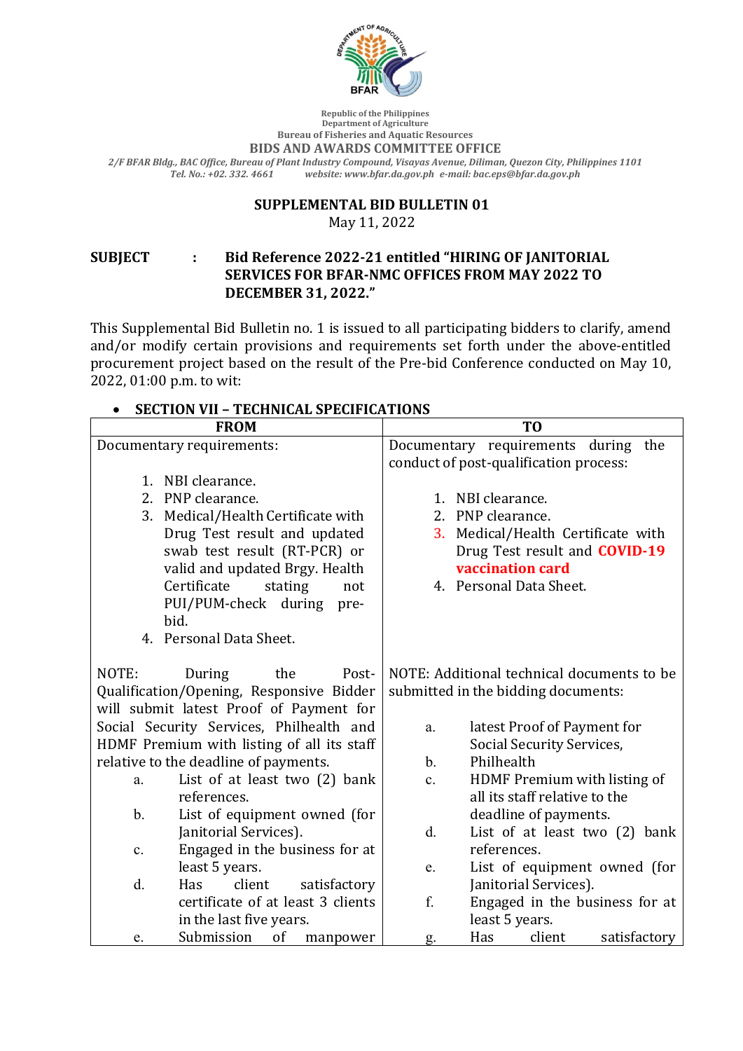Republic of the Philippines
Department of Agriculture
Bureau of Fisheries and Aquatic Resources
**BIDS AND AWARDS COMMITTEE OFFICE**
*2/F BFAR Bldg., BAC Office, Bureau of Plant Industry Compound, Visayas Avenue, Diliman, Quezon City, Philippines 1101*
*Tel. No.: +02. 332. 4661 website: www.bfar.da.gov.ph e-mail: bac.eps@bfar.da.gov.ph*

**SUPPLEMENTAL BID BULLETIN 01**
May 11, 2022

**SUBJECT : Bid Reference 2022-21 entitled "HIRING OF JANITORIAL SERVICES FOR BFAR-NMC OFFICES FROM MAY 2022 TO DECEMBER 31, 2022."**

This Supplemental Bid Bulletin no. 1 is issued to all participating bidders to clarify, amend and/or modify certain provisions and requirements set forth under the above-entitled procurement project based on the result of the Pre-bid Conference conducted on May 10, 2022, 01:00 p.m. to wit:

- **SECTION VII – TECHNICAL SPECIFICATIONS**

| FROM | TO |
|---|---|
| Documentary requirements:<br><br>1. NBI clearance.<br>2. PNP clearance.<br>3. Medical/Health Certificate with Drug Test result and updated swab test result (RT-PCR) or valid and updated Brgy. Health Certificate stating not PUI/PUM-check during pre-bid.<br>4. Personal Data Sheet. | Documentary requirements during the conduct of post-qualification process:<br><br>1. NBI clearance.<br>2. PNP clearance.<br>3. Medical/Health Certificate with Drug Test result and **COVID-19 vaccination card**<br>4. Personal Data Sheet. |
| NOTE: During the Post-Qualification/Opening, Responsive Bidder will submit latest Proof of Payment for Social Security Services, Philhealth and HDMF Premium with listing of all its staff relative to the deadline of payments.<br>a. List of at least two (2) bank references.<br>b. List of equipment owned (for Janitorial Services).<br>c. Engaged in the business for at least 5 years.<br>d. Has client satisfactory certificate of at least 3 clients in the last five years.<br>e. Submission of manpower | NOTE: Additional technical documents to be submitted in the bidding documents:<br><br>a. latest Proof of Payment for Social Security Services,<br>b. Philhealth<br>c. HDMF Premium with listing of all its staff relative to the deadline of payments.<br>d. List of at least two (2) bank references.<br>e. List of equipment owned (for Janitorial Services).<br>f. Engaged in the business for at least 5 years.<br>g. Has client satisfactory |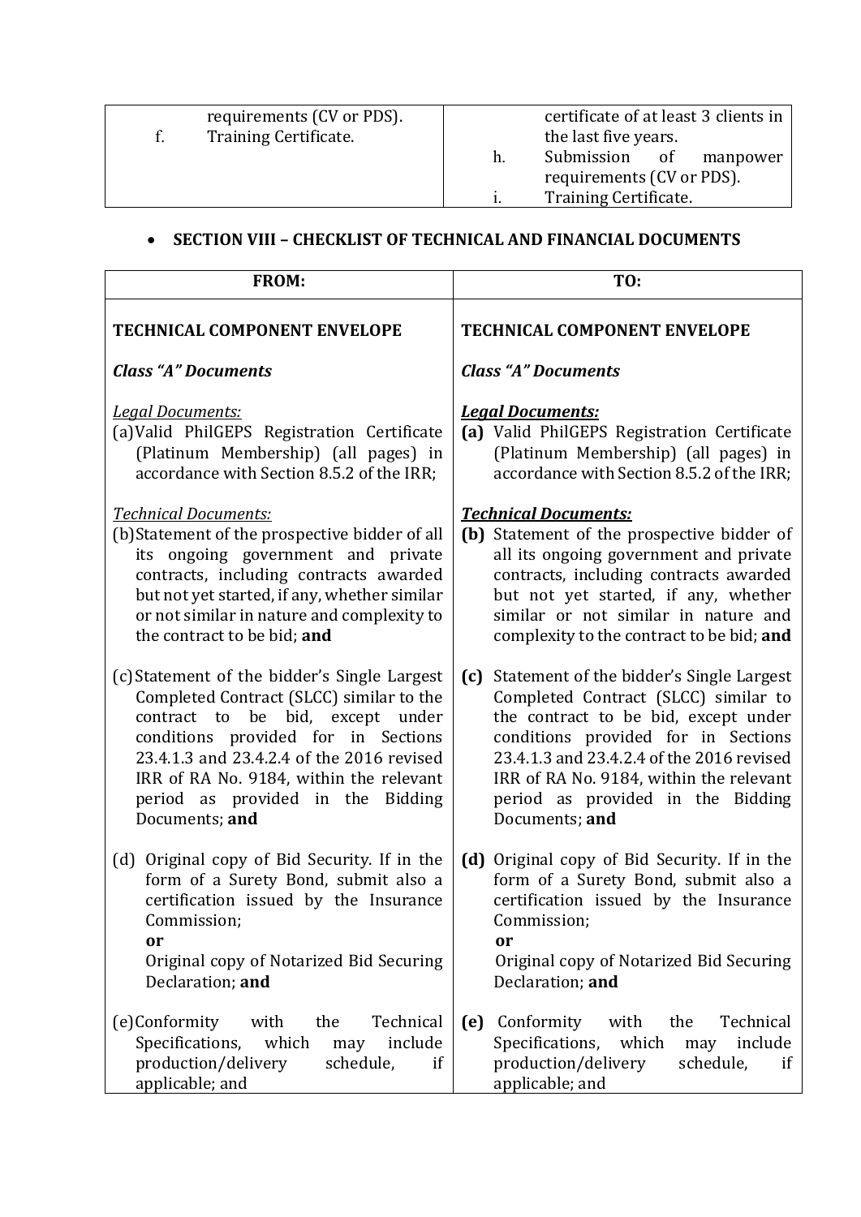| | |
|---|---|
| requirements (CV or PDS).<br>f. Training Certificate. | certificate of at least 3 clients in the last five years.<br>h. Submission of manpower requirements (CV or PDS).<br>i. Training Certificate. |

- **SECTION VIII – CHECKLIST OF TECHNICAL AND FINANCIAL DOCUMENTS**

| FROM: | TO: |
|---|---|
| **TECHNICAL COMPONENT ENVELOPE**<br><br>***Class "A" Documents***<br><br>*Legal Documents:*<br>(a) Valid PhilGEPS Registration Certificate (Platinum Membership) (all pages) in accordance with Section 8.5.2 of the IRR;<br><br>*Technical Documents:*<br>(b) Statement of the prospective bidder of all its ongoing government and private contracts, including contracts awarded but not yet started, if any, whether similar or not similar in nature and complexity to the contract to be bid; **and**<br><br>(c) Statement of the bidder's Single Largest Completed Contract (SLCC) similar to the contract to be bid, except under conditions provided for in Sections 23.4.1.3 and 23.4.2.4 of the 2016 revised IRR of RA No. 9184, within the relevant period as provided in the Bidding Documents; **and**<br><br>(d) Original copy of Bid Security. If in the form of a Surety Bond, submit also a certification issued by the Insurance Commission;<br>**or**<br>Original copy of Notarized Bid Securing Declaration; **and**<br><br>(e) Conformity with the Technical Specifications, which may include production/delivery schedule, if applicable; and | **TECHNICAL COMPONENT ENVELOPE**<br><br>***Class "A" Documents***<br><br>***Legal Documents:***<br>**(a)** Valid PhilGEPS Registration Certificate (Platinum Membership) (all pages) in accordance with Section 8.5.2 of the IRR;<br><br>***Technical Documents:***<br>**(b)** Statement of the prospective bidder of all its ongoing government and private contracts, including contracts awarded but not yet started, if any, whether similar or not similar in nature and complexity to the contract to be bid; **and**<br><br>**(c)** Statement of the bidder's Single Largest Completed Contract (SLCC) similar to the contract to be bid, except under conditions provided for in Sections 23.4.1.3 and 23.4.2.4 of the 2016 revised IRR of RA No. 9184, within the relevant period as provided in the Bidding Documents; **and**<br><br>**(d)** Original copy of Bid Security. If in the form of a Surety Bond, submit also a certification issued by the Insurance Commission;<br>**or**<br>Original copy of Notarized Bid Securing Declaration; **and**<br><br>**(e)** Conformity with the Technical Specifications, which may include production/delivery schedule, if applicable; and |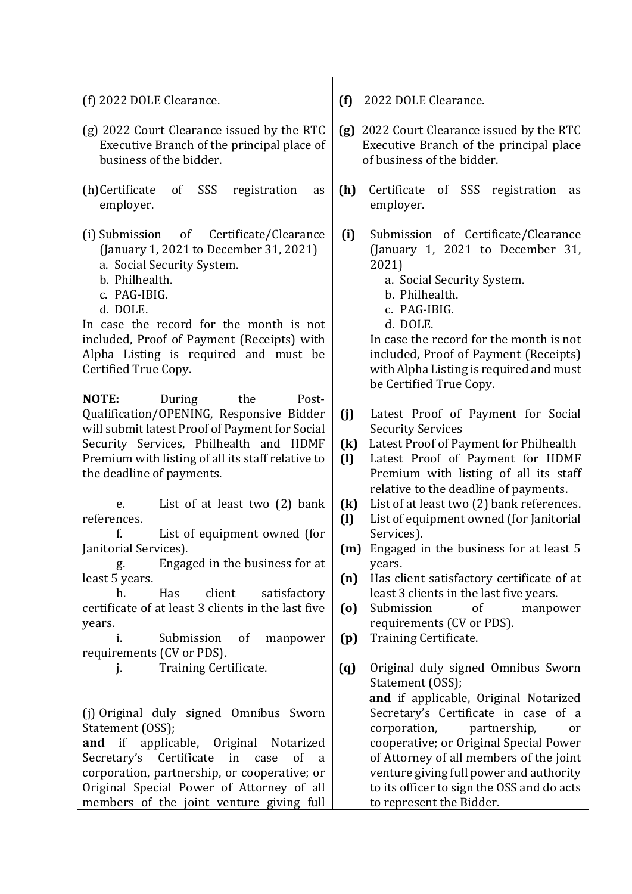| | |
|---|---|
| (f) 2022 DOLE Clearance. | **(f)** 2022 DOLE Clearance. |
| (g) 2022 Court Clearance issued by the RTC Executive Branch of the principal place of business of the bidder. | **(g)** 2022 Court Clearance issued by the RTC Executive Branch of the principal place of business of the bidder. |
| (h) Certificate of SSS registration as employer. | **(h)** Certificate of SSS registration as employer. |
| (i) Submission of Certificate/Clearance (January 1, 2021 to December 31, 2021)<br>a. Social Security System.<br>b. Philhealth.<br>c. PAG-IBIG.<br>d. DOLE.<br>In case the record for the month is not included, Proof of Payment (Receipts) with Alpha Listing is required and must be Certified True Copy. | **(i)** Submission of Certificate/Clearance (January 1, 2021 to December 31, 2021)<br>a. Social Security System.<br>b. Philhealth.<br>c. PAG-IBIG.<br>d. DOLE.<br>In case the record for the month is not included, Proof of Payment (Receipts) with Alpha Listing is required and must be Certified True Copy. |
| **NOTE:** During the Post-Qualification/OPENING, Responsive Bidder will submit latest Proof of Payment for Social Security Services, Philhealth and HDMF Premium with listing of all its staff relative to the deadline of payments. | **(j)** Latest Proof of Payment for Social Security Services<br>**(k)** Latest Proof of Payment for Philhealth<br>**(l)** Latest Proof of Payment for HDMF Premium with listing of all its staff relative to the deadline of payments. |
| e. List of at least two (2) bank references.<br>f. List of equipment owned (for Janitorial Services).<br>g. Engaged in the business for at least 5 years.<br>h. Has client satisfactory certificate of at least 3 clients in the last five years.<br>i. Submission of manpower requirements (CV or PDS).<br>j. Training Certificate. | **(k)** List of at least two (2) bank references.<br>**(l)** List of equipment owned (for Janitorial Services).<br>**(m)** Engaged in the business for at least 5 years.<br>**(n)** Has client satisfactory certificate of at least 3 clients in the last five years.<br>**(o)** Submission of manpower requirements (CV or PDS).<br>**(p)** Training Certificate. |
| (j) Original duly signed Omnibus Sworn Statement (OSS);<br>**and** if applicable, Original Notarized Secretary's Certificate in case of a corporation, partnership, or cooperative; or Original Special Power of Attorney of all members of the joint venture giving full | **(q)** Original duly signed Omnibus Sworn Statement (OSS);<br>**and** if applicable, Original Notarized Secretary's Certificate in case of a corporation, partnership, or cooperative; or Original Special Power of Attorney of all members of the joint venture giving full power and authority to its officer to sign the OSS and do acts to represent the Bidder. |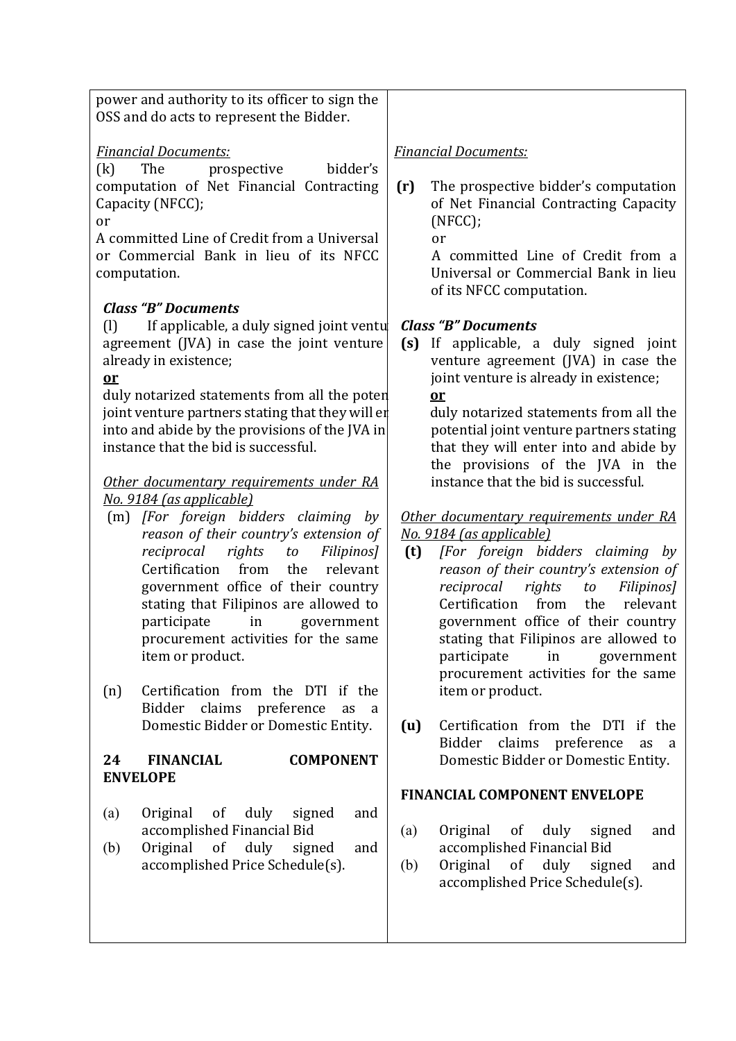| | |
|---|---|
| power and authority to its officer to sign the OSS and do acts to represent the Bidder.<br><br>*Financial Documents:*<br>(k) The prospective bidder's computation of Net Financial Contracting Capacity (NFCC);<br>or<br>A committed Line of Credit from a Universal or Commercial Bank in lieu of its NFCC computation.<br><br>***Class "B" Documents***<br>(l) If applicable, a duly signed joint ventu agreement (JVA) in case the joint venture already in existence;<br>**or**<br>duly notarized statements from all the poten joint venture partners stating that they will er into and abide by the provisions of the JVA in instance that the bid is successful.<br><br>*Other documentary requirements under RA No. 9184 (as applicable)*<br>(m) *[For foreign bidders claiming by reason of their country's extension of reciprocal rights to Filipinos]* Certification from the relevant government office of their country stating that Filipinos are allowed to participate in government procurement activities for the same item or product.<br><br>(n) Certification from the DTI if the Bidder claims preference as a Domestic Bidder or Domestic Entity.<br><br>**24 FINANCIAL COMPONENT ENVELOPE**<br><br>(a) Original of duly signed and accomplished Financial Bid<br>(b) Original of duly signed and accomplished Price Schedule(s). | *Financial Documents:*<br><br>**(r)** The prospective bidder's computation of Net Financial Contracting Capacity (NFCC);<br>or<br>A committed Line of Credit from a Universal or Commercial Bank in lieu of its NFCC computation.<br><br>***Class "B" Documents***<br>**(s)** If applicable, a duly signed joint venture agreement (JVA) in case the joint venture is already in existence;<br>**or**<br>duly notarized statements from all the potential joint venture partners stating that they will enter into and abide by the provisions of the JVA in the instance that the bid is successful.<br><br>*Other documentary requirements under RA No. 9184 (as applicable)*<br>**(t)** *[For foreign bidders claiming by reason of their country's extension of reciprocal rights to Filipinos]* Certification from the relevant government office of their country stating that Filipinos are allowed to participate in government procurement activities for the same item or product.<br><br>**(u)** Certification from the DTI if the Bidder claims preference as a Domestic Bidder or Domestic Entity.<br><br>**FINANCIAL COMPONENT ENVELOPE**<br><br>(a) Original of duly signed and accomplished Financial Bid<br>(b) Original of duly signed and accomplished Price Schedule(s). |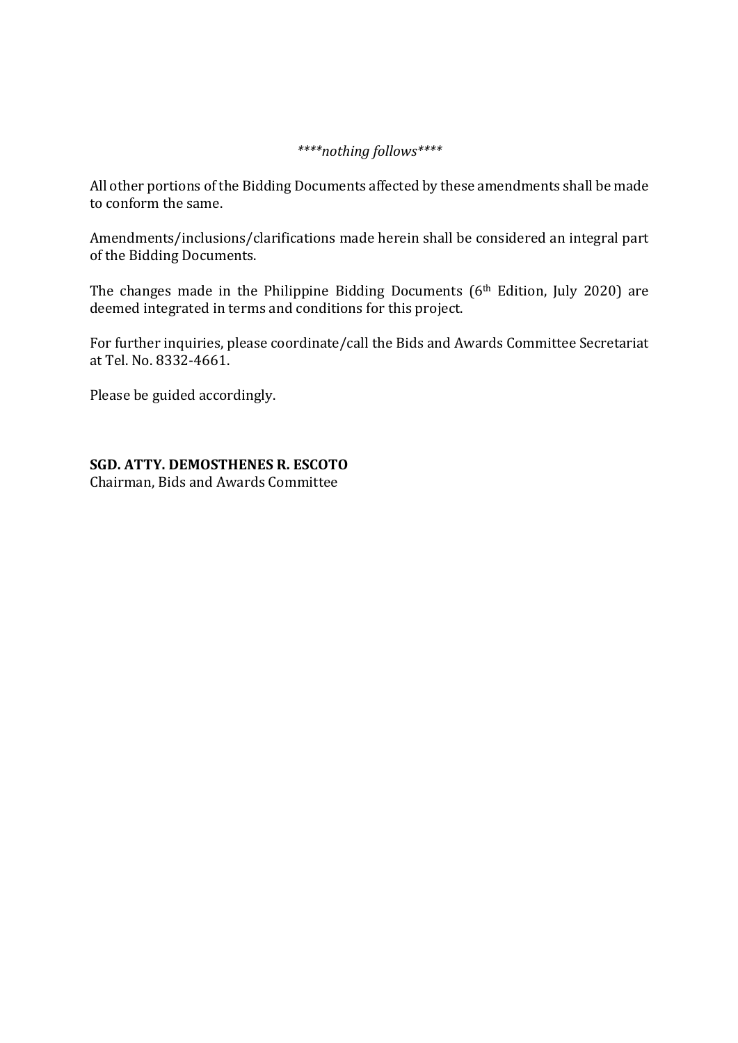*\*\*\*\*nothing follows\*\*\*\**

All other portions of the Bidding Documents affected by these amendments shall be made to conform the same.

Amendments/inclusions/clarifications made herein shall be considered an integral part of the Bidding Documents.

The changes made in the Philippine Bidding Documents (6th Edition, July 2020) are deemed integrated in terms and conditions for this project.

For further inquiries, please coordinate/call the Bids and Awards Committee Secretariat at Tel. No. 8332-4661.

Please be guided accordingly.

**SGD. ATTY. DEMOSTHENES R. ESCOTO**
Chairman, Bids and Awards Committee